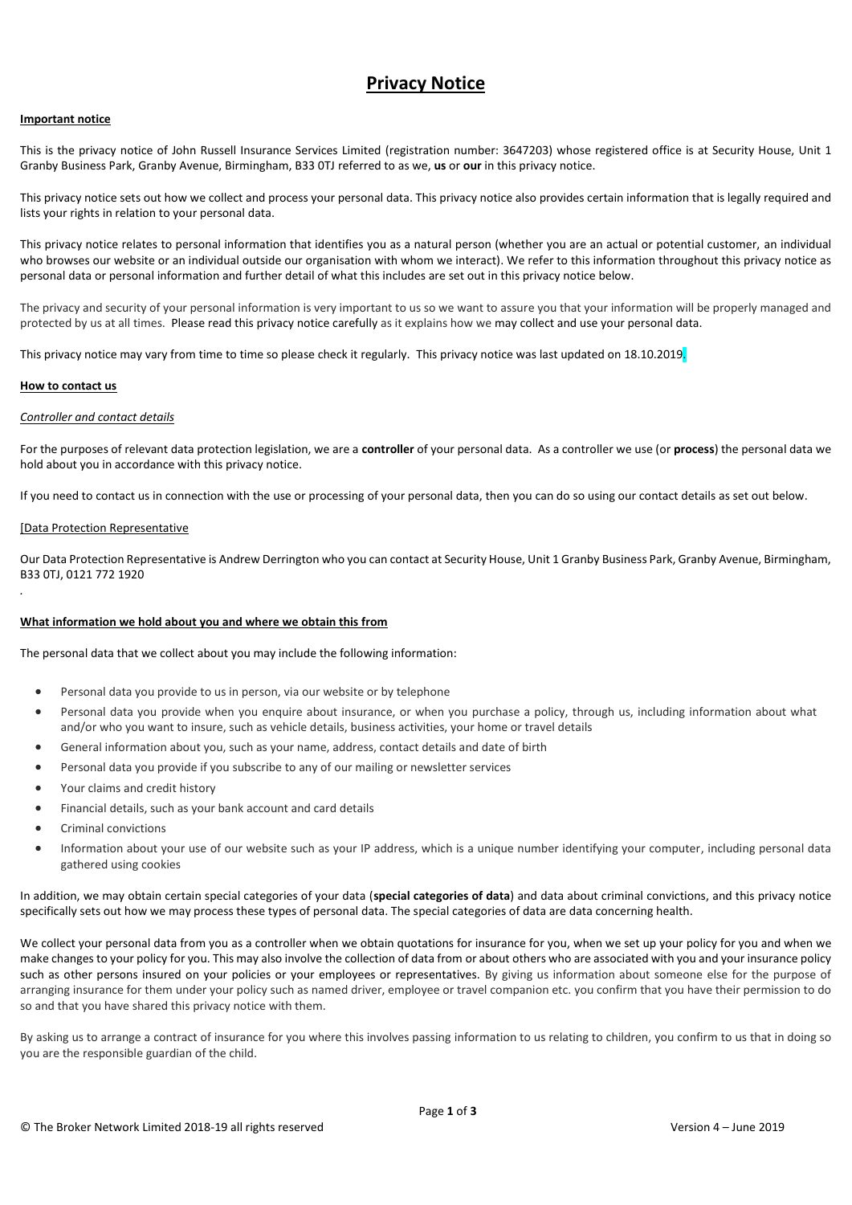# Privacy Notice

**Important notice**

This is the privacy notice of John Russell Insurance Services Limited (registration number: 3647203) whose registered office is at Security House, Unit 1 Granby Business Park, Granby Avenue, Birmingham, B33 0TJ referred to as we, **us** or **our** in this privacy notice.

This privacy notice sets out how we collect and process your personal data. This privacy notice also provides certain information that is legally required and lists your rights in relation to your personal data.

This privacy notice relates to personal information that identifies you as a natural person (whether you are an actual or potential customer, an individual who browses our website or an individual outside our organisation with whom we interact). We refer to this information throughout this privacy notice as personal data or personal information and further detail of what this includes are set out in this privacy notice below.

The privacy and security of your personal information is very important to us so we want to assure you that your information will be properly managed and protected by us at all times. Please read this privacy notice carefully as it explains how we may collect and use your personal data.

This privacy notice may vary from time to time so please check it regularly. This privacy notice was last updated on 18.10.2019.

**How to contact us**

*Controller and contact details*

For the purposes of relevant data protection legislation, we are a **controller** of your personal data. As a controller we use (or **process**) the personal data we hold about you in accordance with this privacy notice.

If you need to contact us in connection with the use or processing of your personal data, then you can do so using our contact details as set out below.

[Data Protection Representative

Our Data Protection Representative is Andrew Derrington who you can contact at Security House, Unit 1 Granby Business Park, Granby Avenue, Birmingham, B33 0TJ, 0121 772 1920

.

**What information we hold about you and where we obtain this from**

The personal data that we collect about you may include the following information:

- Personal data you provide to us in person, via our website or by telephone
- Personal data you provide when you enquire about insurance, or when you purchase a policy, through us, including information about what and/or who you want to insure, such as vehicle details, business activities, your home or travel details
- General information about you, such as your name, address, contact details and date of birth
- Personal data you provide if you subscribe to any of our mailing or newsletter services
- Your claims and credit history
- Financial details, such as your bank account and card details
- Criminal convictions
- Information about your use of our website such as your IP address, which is a unique number identifying your computer, including personal data gathered using cookies

In addition, we may obtain certain special categories of your data (**special categories of data**) and data about criminal convictions, and this privacy notice specifically sets out how we may process these types of personal data. The special categories of data are data concerning health.

We collect your personal data from you as a controller when we obtain quotations for insurance for you, when we set up your policy for you and when we make changes to your policy for you. This may also involve the collection of data from or about others who are associated with you and your insurance policy such as other persons insured on your policies or your employees or representatives. By giving us information about someone else for the purpose of arranging insurance for them under your policy such as named driver, employee or travel companion etc. you confirm that you have their permission to do so and that you have shared this privacy notice with them.

By asking us to arrange a contract of insurance for you where this involves passing information to us relating to children, you confirm to us that in doing so you are the responsible guardian of the child.

© The Broker Network Limited 2018-19 all rights reserved Version 4 – June 2019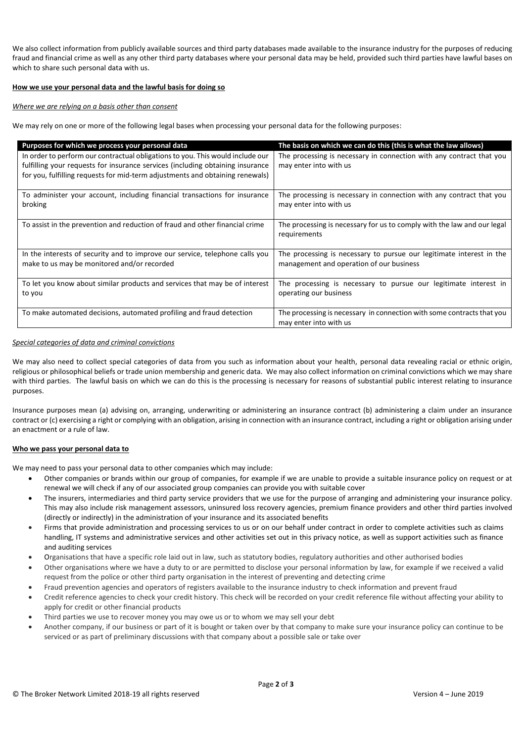We also collect information from publicly available sources and third party databases made available to the insurance industry for the purposes of reducing fraud and financial crime as well as any other third party databases where your personal data may be held, provided such third parties have lawful bases on which to share such personal data with us.

**How we use your personal data and the lawful basis for doing so**

*Where we are relying on a basis other than consent*

We may rely on one or more of the following legal bases when processing your personal data for the following purposes:

| Purposes for which we process your personal data | The basis on which we can do this (this is what the law allows) |
|---|---|
| In order to perform our contractual obligations to you. This would include our fulfilling your requests for insurance services (including obtaining insurance for you, fulfilling requests for mid-term adjustments and obtaining renewals) | The processing is necessary in connection with any contract that you may enter into with us |
| To administer your account, including financial transactions for insurance broking | The processing is necessary in connection with any contract that you may enter into with us |
| To assist in the prevention and reduction of fraud and other financial crime | The processing is necessary for us to comply with the law and our legal requirements |
| In the interests of security and to improve our service, telephone calls you make to us may be monitored and/or recorded | The processing is necessary to pursue our legitimate interest in the management and operation of our business |
| To let you know about similar products and services that may be of interest to you | The processing is necessary to pursue our legitimate interest in operating our business |
| To make automated decisions, automated profiling and fraud detection | The processing is necessary in connection with some contracts that you may enter into with us |

*Special categories of data and criminal convictions*

We may also need to collect special categories of data from you such as information about your health, personal data revealing racial or ethnic origin, religious or philosophical beliefs or trade union membership and generic data. We may also collect information on criminal convictions which we may share with third parties. The lawful basis on which we can do this is the processing is necessary for reasons of substantial public interest relating to insurance purposes.

Insurance purposes mean (a) advising on, arranging, underwriting or administering an insurance contract (b) administering a claim under an insurance contract or (c) exercising a right or complying with an obligation, arising in connection with an insurance contract, including a right or obligation arising under an enactment or a rule of law.

**Who we pass your personal data to**

We may need to pass your personal data to other companies which may include:

- Other companies or brands within our group of companies, for example if we are unable to provide a suitable insurance policy on request or at renewal we will check if any of our associated group companies can provide you with suitable cover
- The insurers, intermediaries and third party service providers that we use for the purpose of arranging and administering your insurance policy. This may also include risk management assessors, uninsured loss recovery agencies, premium finance providers and other third parties involved (directly or indirectly) in the administration of your insurance and its associated benefits
- Firms that provide administration and processing services to us or on our behalf under contract in order to complete activities such as claims handling, IT systems and administrative services and other activities set out in this privacy notice, as well as support activities such as finance and auditing services
- Organisations that have a specific role laid out in law, such as statutory bodies, regulatory authorities and other authorised bodies
- Other organisations where we have a duty to or are permitted to disclose your personal information by law, for example if we received a valid request from the police or other third party organisation in the interest of preventing and detecting crime
- Fraud prevention agencies and operators of registers available to the insurance industry to check information and prevent fraud
- Credit reference agencies to check your credit history. This check will be recorded on your credit reference file without affecting your ability to apply for credit or other financial products
- Third parties we use to recover money you may owe us or to whom we may sell your debt
- Another company, if our business or part of it is bought or taken over by that company to make sure your insurance policy can continue to be serviced or as part of preliminary discussions with that company about a possible sale or take over

© The Broker Network Limited 2018-19 all rights reserved Version 4 – June 2019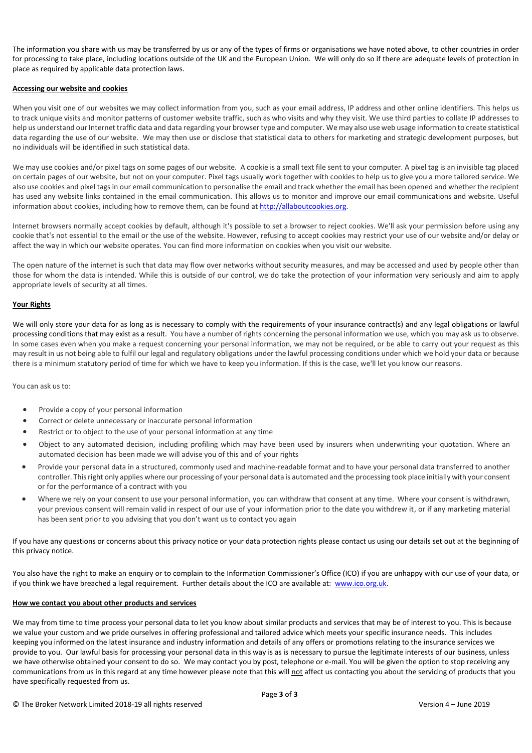The information you share with us may be transferred by us or any of the types of firms or organisations we have noted above, to other countries in order for processing to take place, including locations outside of the UK and the European Union. We will only do so if there are adequate levels of protection in place as required by applicable data protection laws.

**Accessing our website and cookies**

When you visit one of our websites we may collect information from you, such as your email address, IP address and other online identifiers. This helps us to track unique visits and monitor patterns of customer website traffic, such as who visits and why they visit. We use third parties to collate IP addresses to help us understand our Internet traffic data and data regarding your browser type and computer. We may also use web usage information to create statistical data regarding the use of our website. We may then use or disclose that statistical data to others for marketing and strategic development purposes, but no individuals will be identified in such statistical data.

We may use cookies and/or pixel tags on some pages of our website. A cookie is a small text file sent to your computer. A pixel tag is an invisible tag placed on certain pages of our website, but not on your computer. Pixel tags usually work together with cookies to help us to give you a more tailored service. We also use cookies and pixel tags in our email communication to personalise the email and track whether the email has been opened and whether the recipient has used any website links contained in the email communication. This allows us to monitor and improve our email communications and website. Useful information about cookies, including how to remove them, can be found at [http://allaboutcookies.org](http://allaboutcookies.org).

Internet browsers normally accept cookies by default, although it's possible to set a browser to reject cookies. We'll ask your permission before using any cookie that's not essential to the email or the use of the website. However, refusing to accept cookies may restrict your use of our website and/or delay or affect the way in which our website operates. You can find more information on cookies when you visit our website.

The open nature of the internet is such that data may flow over networks without security measures, and may be accessed and used by people other than those for whom the data is intended. While this is outside of our control, we do take the protection of your information very seriously and aim to apply appropriate levels of security at all times.

**Your Rights**

We will only store your data for as long as is necessary to comply with the requirements of your insurance contract(s) and any legal obligations or lawful processing conditions that may exist as a result. You have a number of rights concerning the personal information we use, which you may ask us to observe. In some cases even when you make a request concerning your personal information, we may not be required, or be able to carry out your request as this may result in us not being able to fulfil our legal and regulatory obligations under the lawful processing conditions under which we hold your data or because there is a minimum statutory period of time for which we have to keep you information. If this is the case, we'll let you know our reasons.

You can ask us to:

- Provide a copy of your personal information
- Correct or delete unnecessary or inaccurate personal information
- Restrict or to object to the use of your personal information at any time
- Object to any automated decision, including profiling which may have been used by insurers when underwriting your quotation. Where an automated decision has been made we will advise you of this and of your rights
- Provide your personal data in a structured, commonly used and machine-readable format and to have your personal data transferred to another controller. This right only applies where our processing of your personal data is automated and the processing took place initially with your consent or for the performance of a contract with you
- Where we rely on your consent to use your personal information, you can withdraw that consent at any time. Where your consent is withdrawn, your previous consent will remain valid in respect of our use of your information prior to the date you withdrew it, or if any marketing material has been sent prior to you advising that you don't want us to contact you again

If you have any questions or concerns about this privacy notice or your data protection rights please contact us using our details set out at the beginning of this privacy notice.

You also have the right to make an enquiry or to complain to the Information Commissioner's Office (ICO) if you are unhappy with our use of your data, or if you think we have breached a legal requirement. Further details about the ICO are available at: [www.ico.org.uk](http://www.ico.org.uk).

**How we contact you about other products and services**

We may from time to time process your personal data to let you know about similar products and services that may be of interest to you. This is because we value your custom and we pride ourselves in offering professional and tailored advice which meets your specific insurance needs. This includes keeping you informed on the latest insurance and industry information and details of any offers or promotions relating to the insurance services we provide to you. Our lawful basis for processing your personal data in this way is as is necessary to pursue the legitimate interests of our business, unless we have otherwise obtained your consent to do so. We may contact you by post, telephone or e-mail. You will be given the option to stop receiving any communications from us in this regard at any time however please note that this will not affect us contacting you about the servicing of products that you have specifically requested from us.

© The Broker Network Limited 2018-19 all rights reserved Version 4 – June 2019